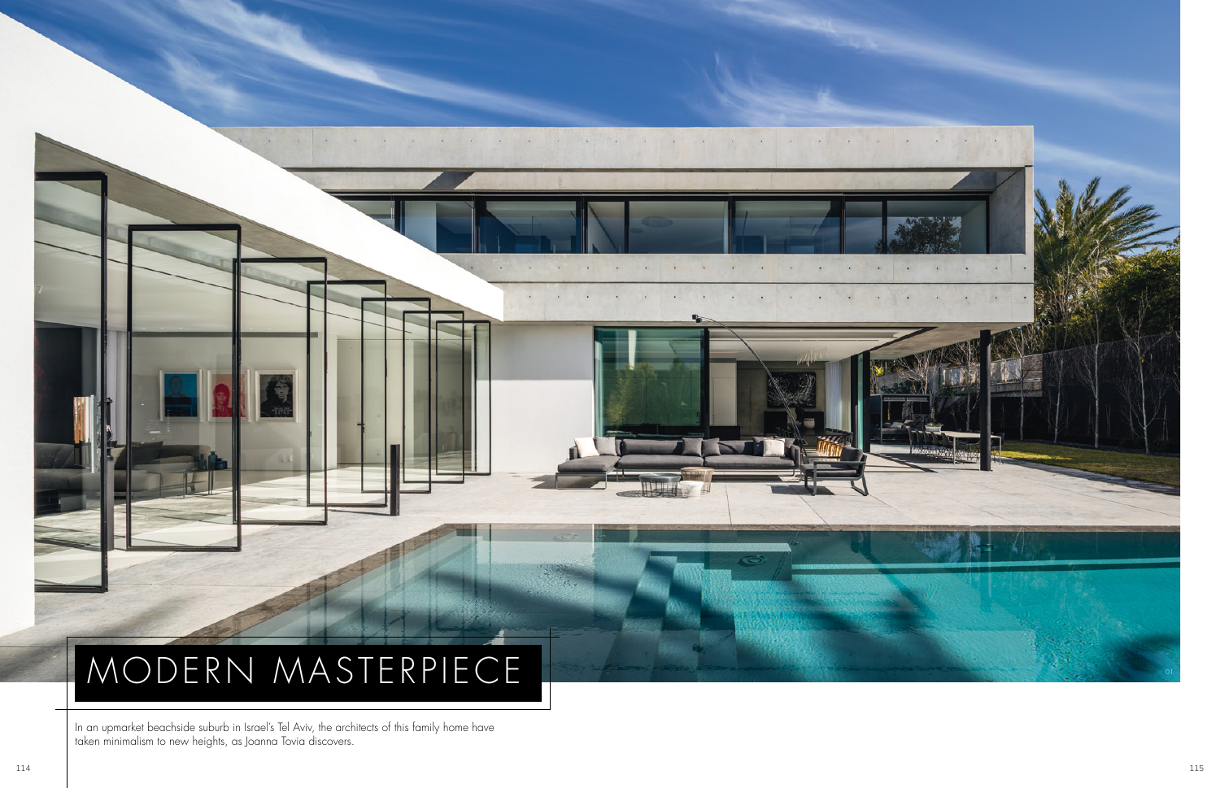# MODERN MASTERPIECE

In an upmarket beachside suburb in Israel's Tel Aviv, the architects of this family home have taken minimalism to new heights, as Joanna Tovia discovers.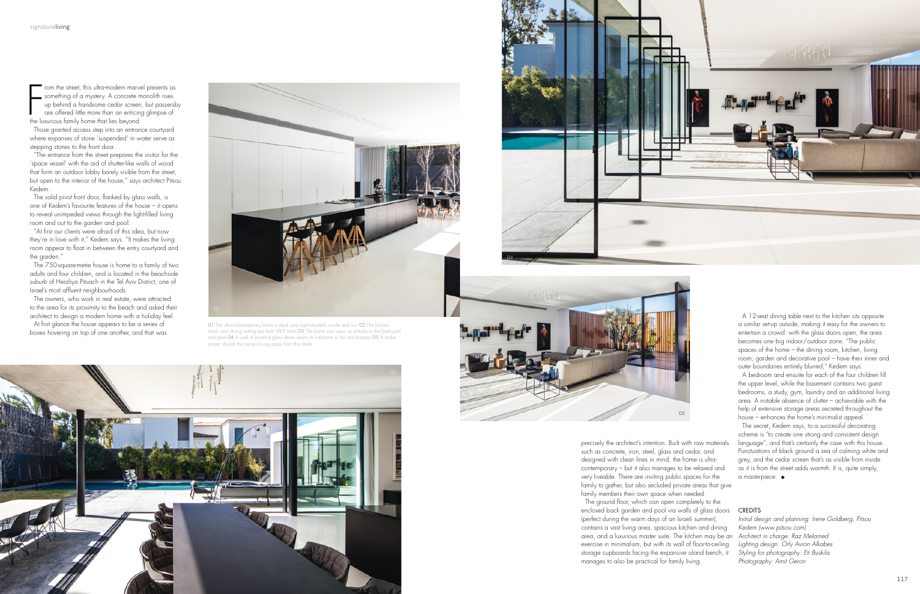From the street, this ultra-modern marvel presents as something of a mystery. A concrete monolith rises up behind a handsome cedar screen, but passersby are offered little more than an enticing glimpse of the luxurious family home that lies beyond.

Those granted access step into an entrance courtyard where expanses of stone 'suspended' in water serve as stepping stones to the front door.

"The entrance from the street prepares the visitor for the 'space vessel' with the aid of shutter-like walls of wood that form an outdoor lobby barely visible from the street, but open to the interior of the house," says architect Pitsou Kedem.

The solid pivot front door, flanked by glass walls, is one of Kedem's favourite features of the house – it opens to reveal unimpeded views through the light-filled living room and out to the garden and pool.

"At first our clients were afraid of this idea, but now they're in love with it," Kedem says. "It makes the living room appear to float in between the entry courtyard and the garden."

The 750-square-metre house is home to a family of two adults and four children, and is located in the beachside suburb of Herzliya Pituach in the Tel Aviv District, one of Israel's most affluent neighbourhoods.

The owners, who work in real estate, were attracted to the area for its proximity to the beach and asked their architect to design a modern home with a holiday feel.

At first glance the house appears to be a series of boxes hovering on top of one another, and that was precisely the architect's intention. Built with raw materials such as concrete, iron, steel, glass and cedar, and designed with clean lines in mind, the home is ultra-contemporary – but it also manages to be relaxed and very liveable. There are inviting public spaces for the family to gather, but also secluded private areas that give family members their own space when needed.

The ground floor, which can open completely to the enclosed back garden and pool via walls of glass doors (perfect during the warm days of an Israeli summer), contains a vast living area, spacious kitchen and dining area, and a luxurious master suite. The kitchen may be an exercise in minimalism, but with its wall of floor-to-ceiling storage cupboards facing the expansive island bench, it manages to also be practical for family living.

A 12-seat dining table next to the kitchen sits opposite a similar set-up outside, making it easy for the owners to entertain a crowd: with the glass doors open, the area becomes one big indoor/outdoor zone. "The public spaces of the home – the dining room, kitchen, living room, garden and decorative pool – have their inner and outer boundaries entirely blurred," Kedem says.

A bedroom and ensuite for each of the four children fill the upper level, while the basement contains two guest bedrooms, a study, gym, laundry and an additional living area. A notable absence of clutter – achievable with the help of extensive storage areas secreted throughout the house – enhances the home's minimalist appeal.

The secret, Kedem says, to a successful decorating scheme is "to create one strong and consistent design language", and that's certainly the case with this house. Punctuations of black ground a sea of calming white and grey, and the cedar screen that's as visible from inside as it is from the street adds warmth. It is, quite simply, a masterpiece. ◆

01 The ultra-contemporary home is sleek and sophisticated, inside and out 02 The kitchen stools and dining setting are from MDF Italia 03 The home can open up entirely to the backyard and pool 04 A wall of pivoting glass doors opens to welcome in the sea breezes 05 A cedar screen shields the home's living areas from the street

CREDITS

*Initial design and planning: Irene Goldberg, Pitsou Kedem (www.pitsou.com)*
*Architect in charge: Raz Melamed*
*Lighting design: Orly Avron Alkabes*
*Styling for photography: Eti Buskila*
*Photography: Amit Geron*